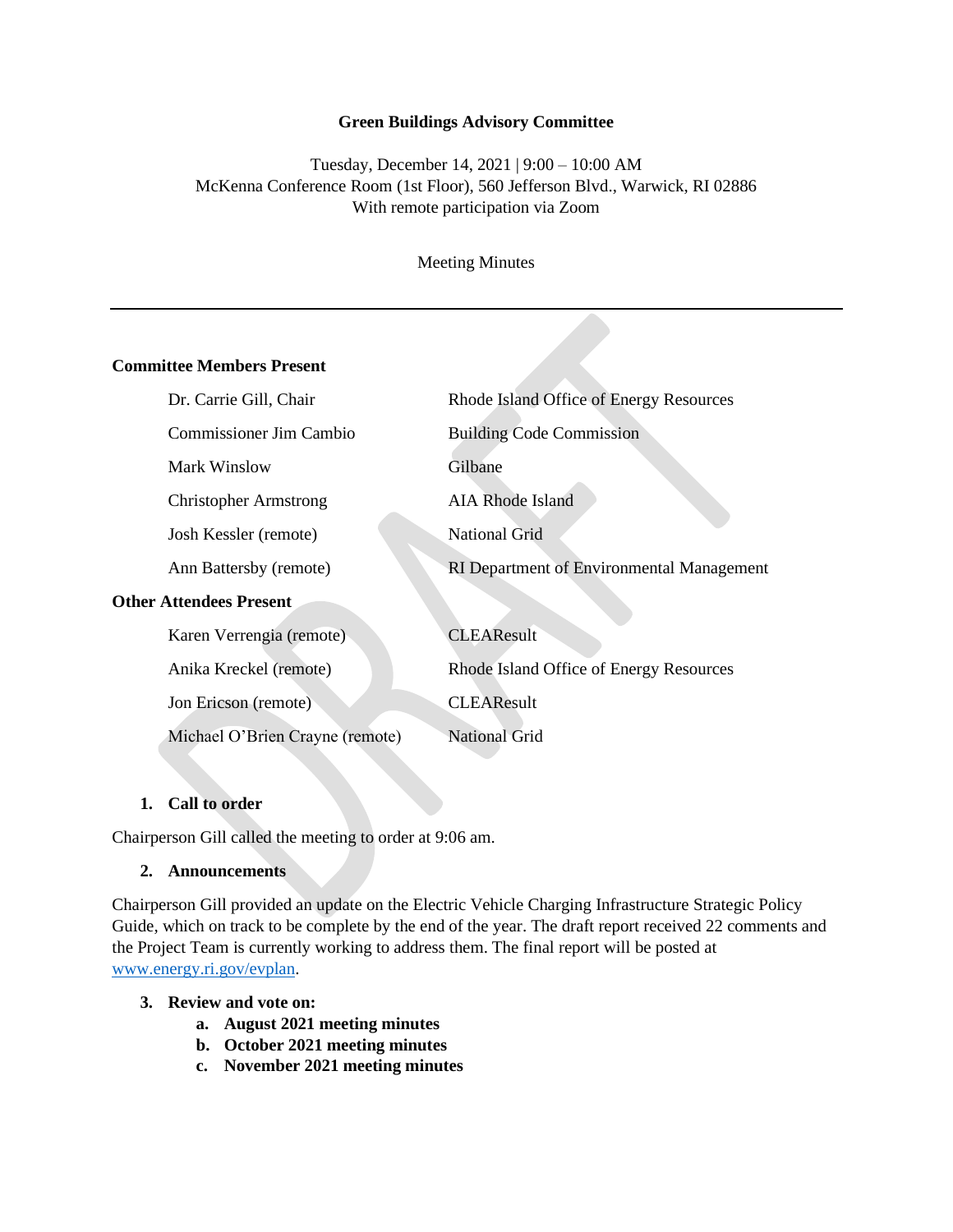**Green Buildings Advisory Committee**

Tuesday, December 14, 2021 | 9:00 – 10:00 AM
McKenna Conference Room (1st Floor), 560 Jefferson Blvd., Warwick, RI 02886
With remote participation via Zoom

Meeting Minutes

---

**Committee Members Present**

| | |
|---|---|
| Dr. Carrie Gill, Chair | Rhode Island Office of Energy Resources |
| Commissioner Jim Cambio | Building Code Commission |
| Mark Winslow | Gilbane |
| Christopher Armstrong | AIA Rhode Island |
| Josh Kessler (remote) | National Grid |
| Ann Battersby (remote) | RI Department of Environmental Management |

**Other Attendees Present**

| | |
|---|---|
| Karen Verrengia (remote) | CLEAResult |
| Anika Kreckel (remote) | Rhode Island Office of Energy Resources |
| Jon Ericson (remote) | CLEAResult |
| Michael O'Brien Crayne (remote) | National Grid |

1. **Call to order**

Chairperson Gill called the meeting to order at 9:06 am.

2. **Announcements**

Chairperson Gill provided an update on the Electric Vehicle Charging Infrastructure Strategic Policy Guide, which on track to be complete by the end of the year. The draft report received 22 comments and the Project Team is currently working to address them. The final report will be posted at www.energy.ri.gov/evplan.

3. **Review and vote on:**
   a. **August 2021 meeting minutes**
   b. **October 2021 meeting minutes**
   c. **November 2021 meeting minutes**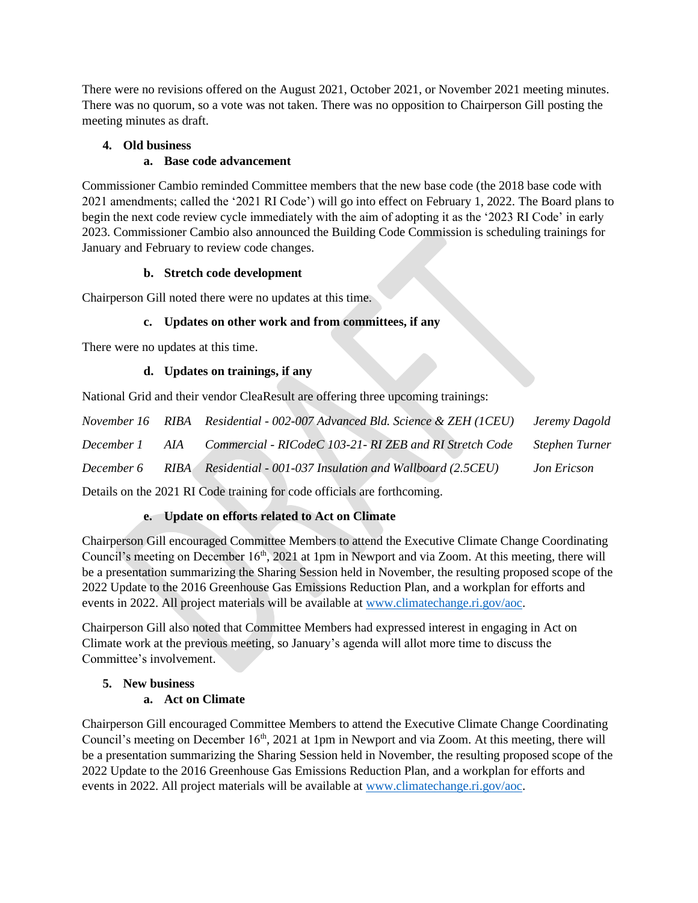There were no revisions offered on the August 2021, October 2021, or November 2021 meeting minutes. There was no quorum, so a vote was not taken. There was no opposition to Chairperson Gill posting the meeting minutes as draft.

4. **Old business**
   a. **Base code advancement**

Commissioner Cambio reminded Committee members that the new base code (the 2018 base code with 2021 amendments; called the '2021 RI Code') will go into effect on February 1, 2022. The Board plans to begin the next code review cycle immediately with the aim of adopting it as the '2023 RI Code' in early 2023. Commissioner Cambio also announced the Building Code Commission is scheduling trainings for January and February to review code changes.

   b. **Stretch code development**

Chairperson Gill noted there were no updates at this time.

   c. **Updates on other work and from committees, if any**

There were no updates at this time.

   d. **Updates on trainings, if any**

National Grid and their vendor CleaResult are offering three upcoming trainings:

| | | | |
|---|---|---|---|
| *November 16* | *RIBA* | *Residential - 002-007 Advanced Bld. Science & ZEH (1CEU)* | *Jeremy Dagold* |
| *December 1* | *AIA* | *Commercial - RICodeC 103-21- RI ZEB and RI Stretch Code* | *Stephen Turner* |
| *December 6* | *RIBA* | *Residential - 001-037 Insulation and Wallboard (2.5CEU)* | *Jon Ericson* |

Details on the 2021 RI Code training for code officials are forthcoming.

   e. **Update on efforts related to Act on Climate**

Chairperson Gill encouraged Committee Members to attend the Executive Climate Change Coordinating Council's meeting on December 16th, 2021 at 1pm in Newport and via Zoom. At this meeting, there will be a presentation summarizing the Sharing Session held in November, the resulting proposed scope of the 2022 Update to the 2016 Greenhouse Gas Emissions Reduction Plan, and a workplan for efforts and events in 2022. All project materials will be available at www.climatechange.ri.gov/aoc.

Chairperson Gill also noted that Committee Members had expressed interest in engaging in Act on Climate work at the previous meeting, so January's agenda will allot more time to discuss the Committee's involvement.

5. **New business**
   a. **Act on Climate**

Chairperson Gill encouraged Committee Members to attend the Executive Climate Change Coordinating Council's meeting on December 16th, 2021 at 1pm in Newport and via Zoom. At this meeting, there will be a presentation summarizing the Sharing Session held in November, the resulting proposed scope of the 2022 Update to the 2016 Greenhouse Gas Emissions Reduction Plan, and a workplan for efforts and events in 2022. All project materials will be available at www.climatechange.ri.gov/aoc.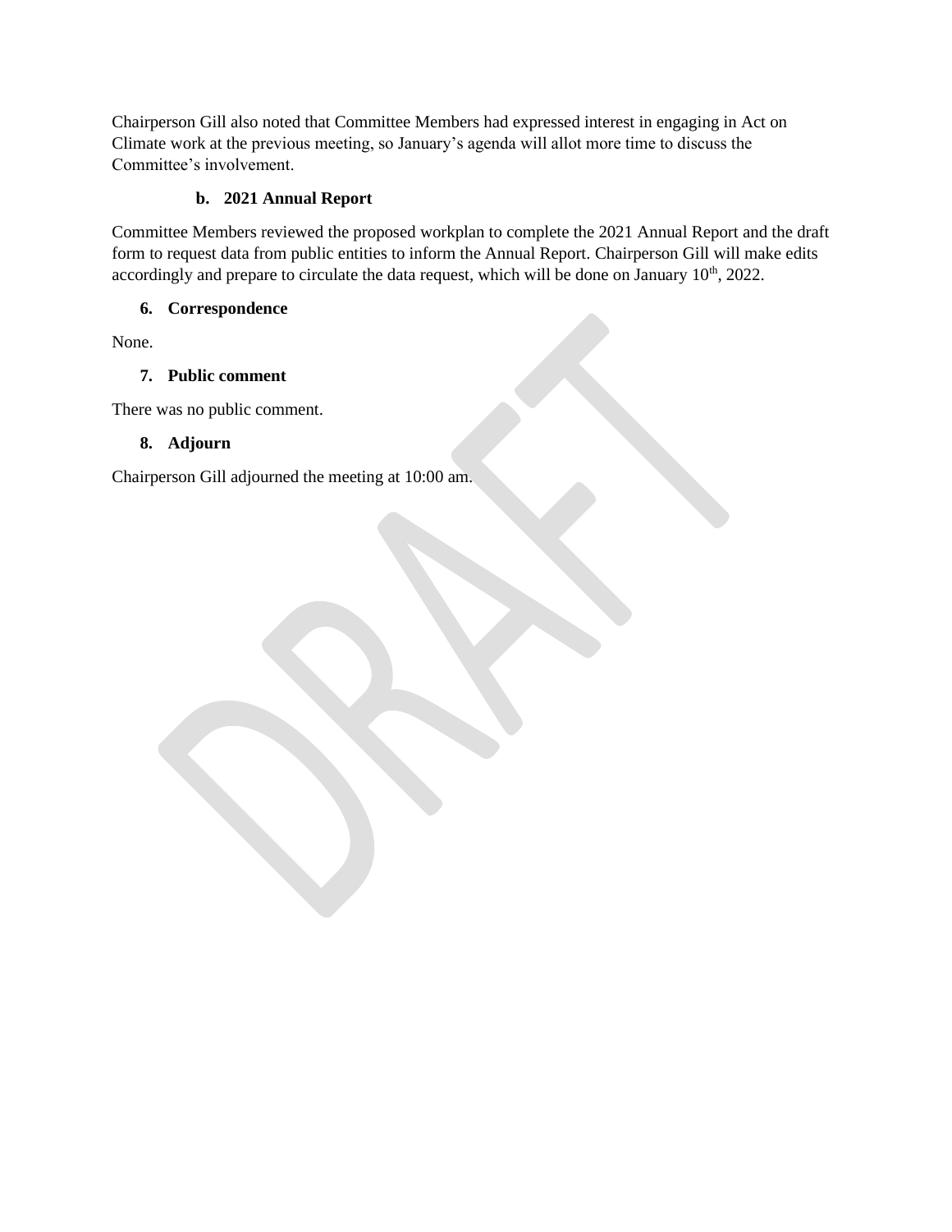Chairperson Gill also noted that Committee Members had expressed interest in engaging in Act on Climate work at the previous meeting, so January's agenda will allot more time to discuss the Committee's involvement.

#### b. 2021 Annual Report

Committee Members reviewed the proposed workplan to complete the 2021 Annual Report and the draft form to request data from public entities to inform the Annual Report. Chairperson Gill will make edits accordingly and prepare to circulate the data request, which will be done on January 10th, 2022.

### 6. Correspondence

None.

### 7. Public comment

There was no public comment.

### 8. Adjourn

Chairperson Gill adjourned the meeting at 10:00 am.